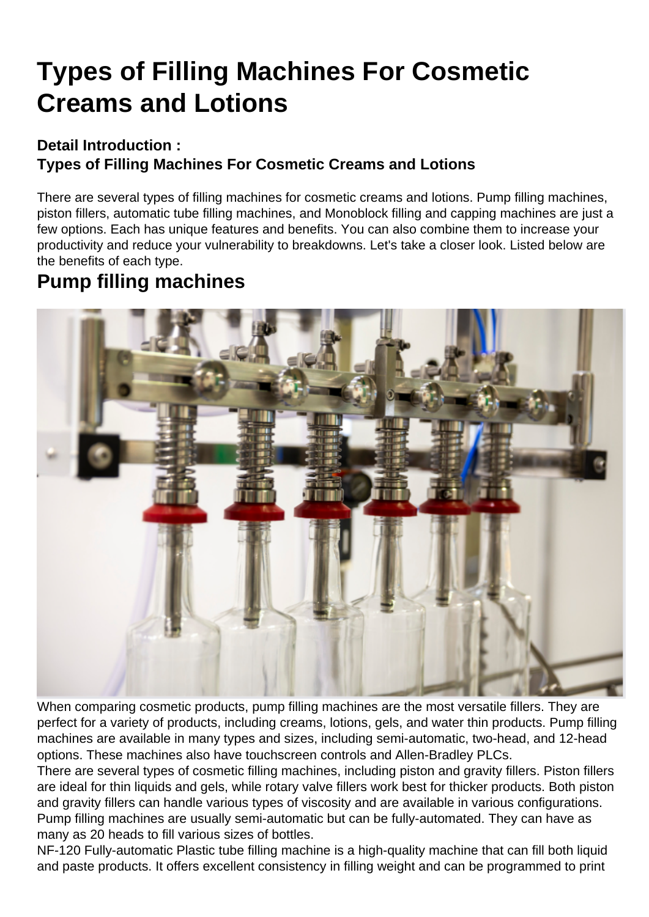# Types of Filling Machines For Cosmetic Creams and Lotions

### Detail Introduction :
### Types of Filling Machines For Cosmetic Creams and Lotions

There are several types of filling machines for cosmetic creams and lotions. Pump filling machines, piston fillers, automatic tube filling machines, and Monoblock filling and capping machines are just a few options. Each has unique features and benefits. You can also combine them to increase your productivity and reduce your vulnerability to breakdowns. Let's take a closer look. Listed below are the benefits of each type.

## Pump filling machines

When comparing cosmetic products, pump filling machines are the most versatile fillers. They are perfect for a variety of products, including creams, lotions, gels, and water thin products. Pump filling machines are available in many types and sizes, including semi-automatic, two-head, and 12-head options. These machines also have touchscreen controls and Allen-Bradley PLCs.

There are several types of cosmetic filling machines, including piston and gravity fillers. Piston fillers are ideal for thin liquids and gels, while rotary valve fillers work best for thicker products. Both piston and gravity fillers can handle various types of viscosity and are available in various configurations. Pump filling machines are usually semi-automatic but can be fully-automated. They can have as many as 20 heads to fill various sizes of bottles.

NF-120 Fully-automatic Plastic tube filling machine is a high-quality machine that can fill both liquid and paste products. It offers excellent consistency in filling weight and can be programmed to print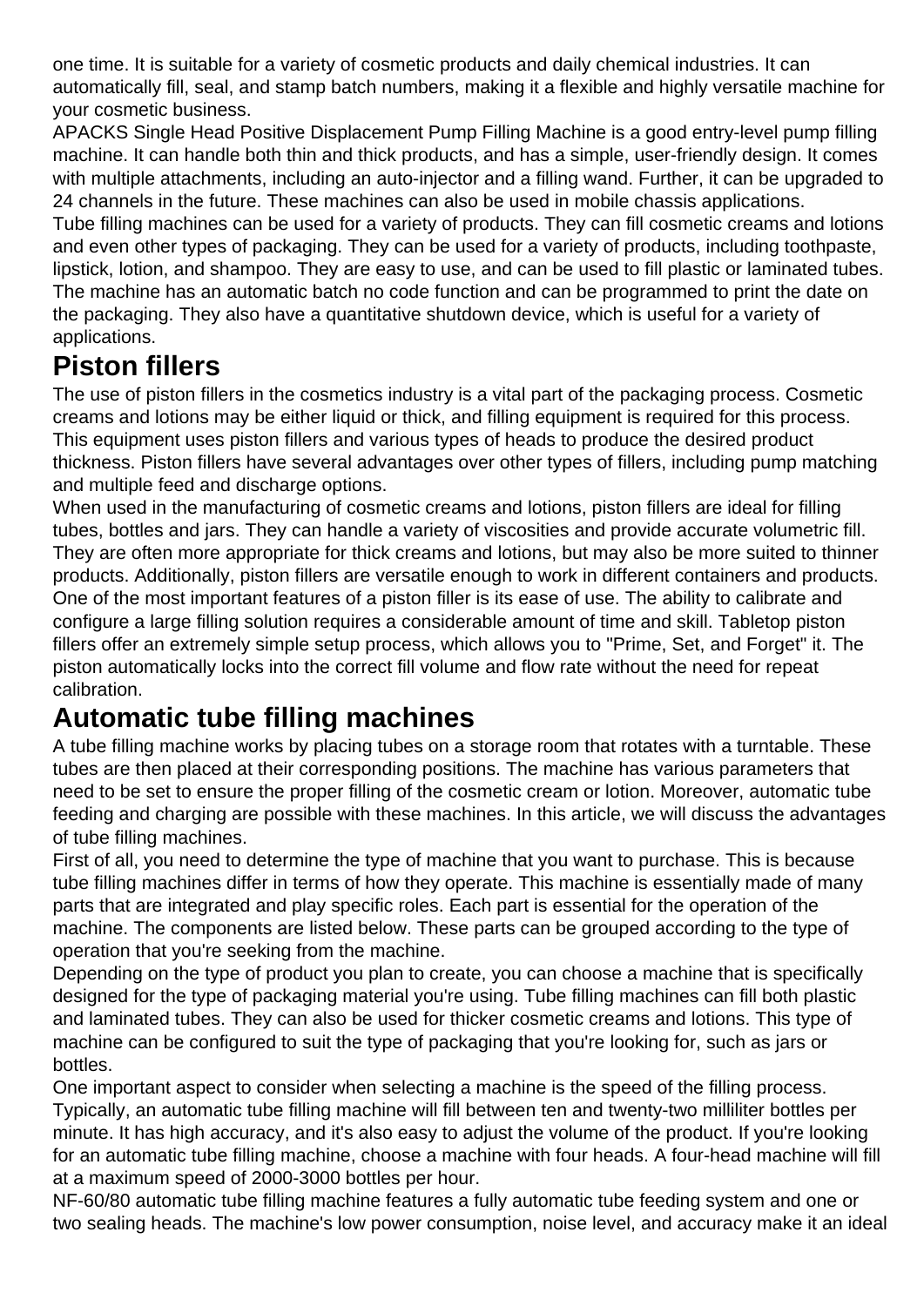one time. It is suitable for a variety of cosmetic products and daily chemical industries. It can automatically fill, seal, and stamp batch numbers, making it a flexible and highly versatile machine for your cosmetic business.

APACKS Single Head Positive Displacement Pump Filling Machine is a good entry-level pump filling machine. It can handle both thin and thick products, and has a simple, user-friendly design. It comes with multiple attachments, including an auto-injector and a filling wand. Further, it can be upgraded to 24 channels in the future. These machines can also be used in mobile chassis applications.

Tube filling machines can be used for a variety of products. They can fill cosmetic creams and lotions and even other types of packaging. They can be used for a variety of products, including toothpaste, lipstick, lotion, and shampoo. They are easy to use, and can be used to fill plastic or laminated tubes. The machine has an automatic batch no code function and can be programmed to print the date on the packaging. They also have a quantitative shutdown device, which is useful for a variety of applications.

## Piston fillers

The use of piston fillers in the cosmetics industry is a vital part of the packaging process. Cosmetic creams and lotions may be either liquid or thick, and filling equipment is required for this process. This equipment uses piston fillers and various types of heads to produce the desired product thickness. Piston fillers have several advantages over other types of fillers, including pump matching and multiple feed and discharge options.

When used in the manufacturing of cosmetic creams and lotions, piston fillers are ideal for filling tubes, bottles and jars. They can handle a variety of viscosities and provide accurate volumetric fill. They are often more appropriate for thick creams and lotions, but may also be more suited to thinner products. Additionally, piston fillers are versatile enough to work in different containers and products.

One of the most important features of a piston filler is its ease of use. The ability to calibrate and configure a large filling solution requires a considerable amount of time and skill. Tabletop piston fillers offer an extremely simple setup process, which allows you to "Prime, Set, and Forget" it. The piston automatically locks into the correct fill volume and flow rate without the need for repeat calibration.

## Automatic tube filling machines

A tube filling machine works by placing tubes on a storage room that rotates with a turntable. These tubes are then placed at their corresponding positions. The machine has various parameters that need to be set to ensure the proper filling of the cosmetic cream or lotion. Moreover, automatic tube feeding and charging are possible with these machines. In this article, we will discuss the advantages of tube filling machines.

First of all, you need to determine the type of machine that you want to purchase. This is because tube filling machines differ in terms of how they operate. This machine is essentially made of many parts that are integrated and play specific roles. Each part is essential for the operation of the machine. The components are listed below. These parts can be grouped according to the type of operation that you're seeking from the machine.

Depending on the type of product you plan to create, you can choose a machine that is specifically designed for the type of packaging material you're using. Tube filling machines can fill both plastic and laminated tubes. They can also be used for thicker cosmetic creams and lotions. This type of machine can be configured to suit the type of packaging that you're looking for, such as jars or bottles.

One important aspect to consider when selecting a machine is the speed of the filling process. Typically, an automatic tube filling machine will fill between ten and twenty-two milliliter bottles per minute. It has high accuracy, and it's also easy to adjust the volume of the product. If you're looking for an automatic tube filling machine, choose a machine with four heads. A four-head machine will fill at a maximum speed of 2000-3000 bottles per hour.

NF-60/80 automatic tube filling machine features a fully automatic tube feeding system and one or two sealing heads. The machine's low power consumption, noise level, and accuracy make it an ideal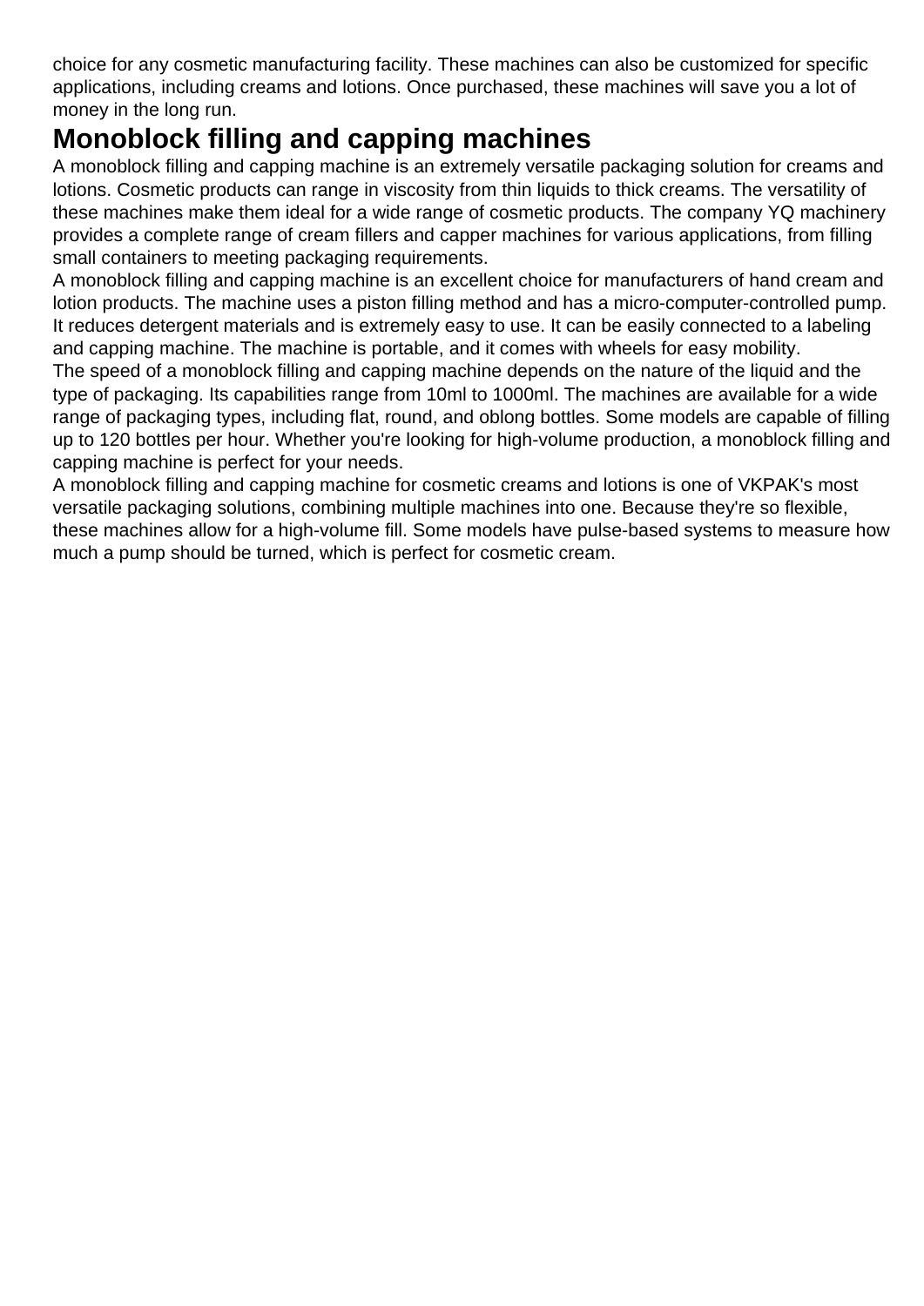choice for any cosmetic manufacturing facility. These machines can also be customized for specific applications, including creams and lotions. Once purchased, these machines will save you a lot of money in the long run.

## Monoblock filling and capping machines

A monoblock filling and capping machine is an extremely versatile packaging solution for creams and lotions. Cosmetic products can range in viscosity from thin liquids to thick creams. The versatility of these machines make them ideal for a wide range of cosmetic products. The company YQ machinery provides a complete range of cream fillers and capper machines for various applications, from filling small containers to meeting packaging requirements.

A monoblock filling and capping machine is an excellent choice for manufacturers of hand cream and lotion products. The machine uses a piston filling method and has a micro-computer-controlled pump. It reduces detergent materials and is extremely easy to use. It can be easily connected to a labeling and capping machine. The machine is portable, and it comes with wheels for easy mobility.

The speed of a monoblock filling and capping machine depends on the nature of the liquid and the type of packaging. Its capabilities range from 10ml to 1000ml. The machines are available for a wide range of packaging types, including flat, round, and oblong bottles. Some models are capable of filling up to 120 bottles per hour. Whether you're looking for high-volume production, a monoblock filling and capping machine is perfect for your needs.

A monoblock filling and capping machine for cosmetic creams and lotions is one of VKPAK's most versatile packaging solutions, combining multiple machines into one. Because they're so flexible, these machines allow for a high-volume fill. Some models have pulse-based systems to measure how much a pump should be turned, which is perfect for cosmetic cream.